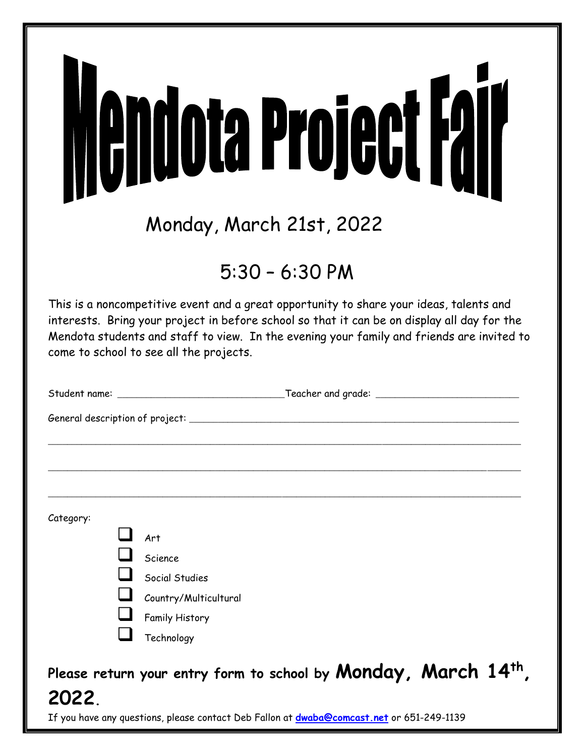# Mendota Project Fair

## Monday, March 21st, 2022

## 5:30 – 6:30 PM

This is a noncompetitive event and a great opportunity to share your ideas, talents and interests. Bring your project in before school so that it can be on display all day for the Mendota students and staff to view. In the evening your family and friends are invited to come to school to see all the projects.

Student name: ____________________________ Teacher and grade: ________________________

General description of project: ________________________________________________________

_______________________________________________________________________________

_______________________________________________________________________________

_______________________________________________________________________________

Category:

- ☐ Art
- ☐ Science
- ☐ Social Studies
- ☐ Country/Multicultural
- ☐ Family History
- ☐ Technology

**Please return your entry form to school by Monday, March 14th, 2022.**

If you have any questions, please contact Deb Fallon at **dwaba@comcast.net** or 651-249-1139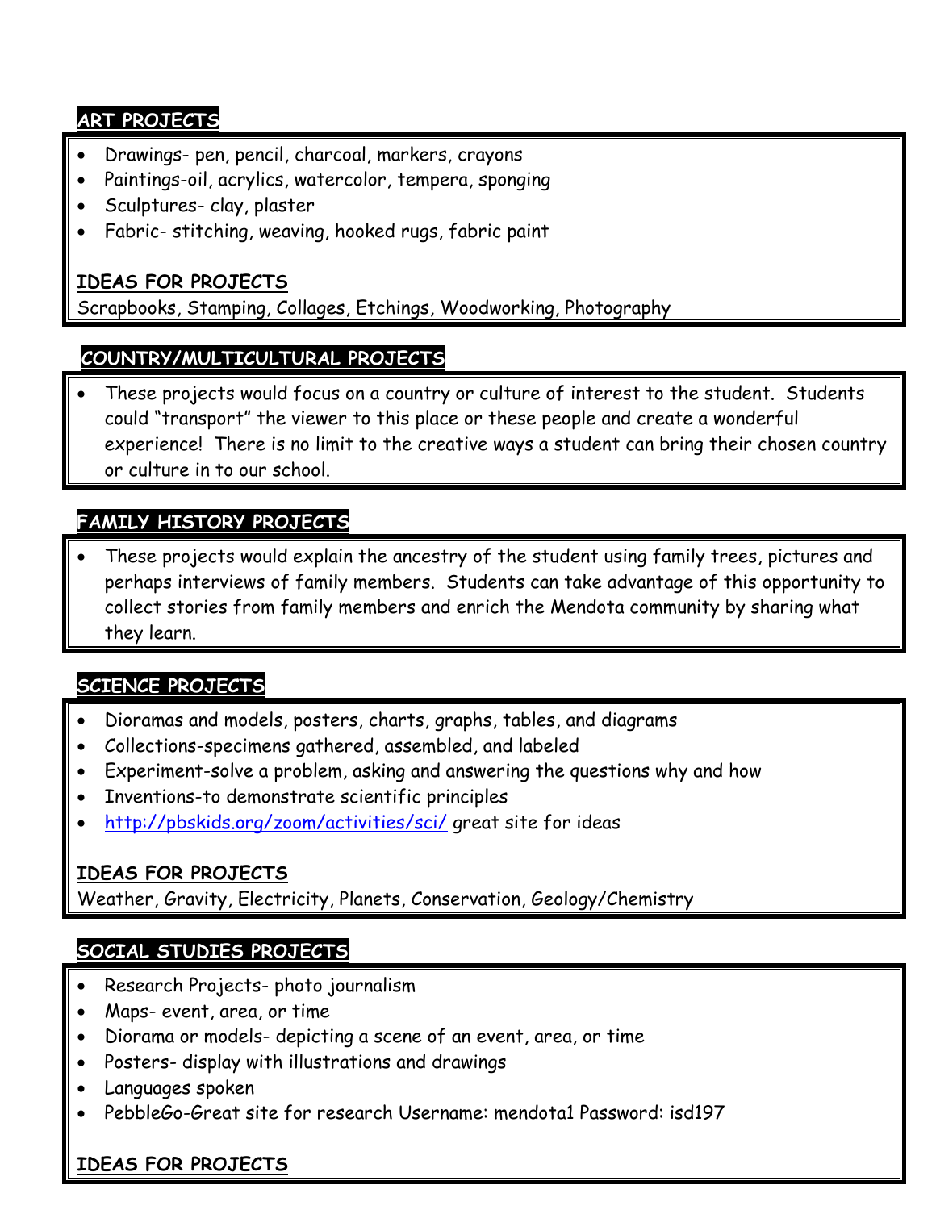## ART PROJECTS

- Drawings- pen, pencil, charcoal, markers, crayons
- Paintings-oil, acrylics, watercolor, tempera, sponging
- Sculptures- clay, plaster
- Fabric- stitching, weaving, hooked rugs, fabric paint

### IDEAS FOR PROJECTS

Scrapbooks, Stamping, Collages, Etchings, Woodworking, Photography

## COUNTRY/MULTICULTURAL PROJECTS

- These projects would focus on a country or culture of interest to the student. Students could "transport" the viewer to this place or these people and create a wonderful experience! There is no limit to the creative ways a student can bring their chosen country or culture in to our school.

## FAMILY HISTORY PROJECTS

- These projects would explain the ancestry of the student using family trees, pictures and perhaps interviews of family members. Students can take advantage of this opportunity to collect stories from family members and enrich the Mendota community by sharing what they learn.

## SCIENCE PROJECTS

- Dioramas and models, posters, charts, graphs, tables, and diagrams
- Collections-specimens gathered, assembled, and labeled
- Experiment-solve a problem, asking and answering the questions why and how
- Inventions-to demonstrate scientific principles
- [http://pbskids.org/zoom/activities/sci/](http://pbskids.org/zoom/activities/sci/) great site for ideas

### IDEAS FOR PROJECTS

Weather, Gravity, Electricity, Planets, Conservation, Geology/Chemistry

## SOCIAL STUDIES PROJECTS

- Research Projects- photo journalism
- Maps- event, area, or time
- Diorama or models- depicting a scene of an event, area, or time
- Posters- display with illustrations and drawings
- Languages spoken
- PebbleGo-Great site for research Username: mendota1 Password: isd197

### IDEAS FOR PROJECTS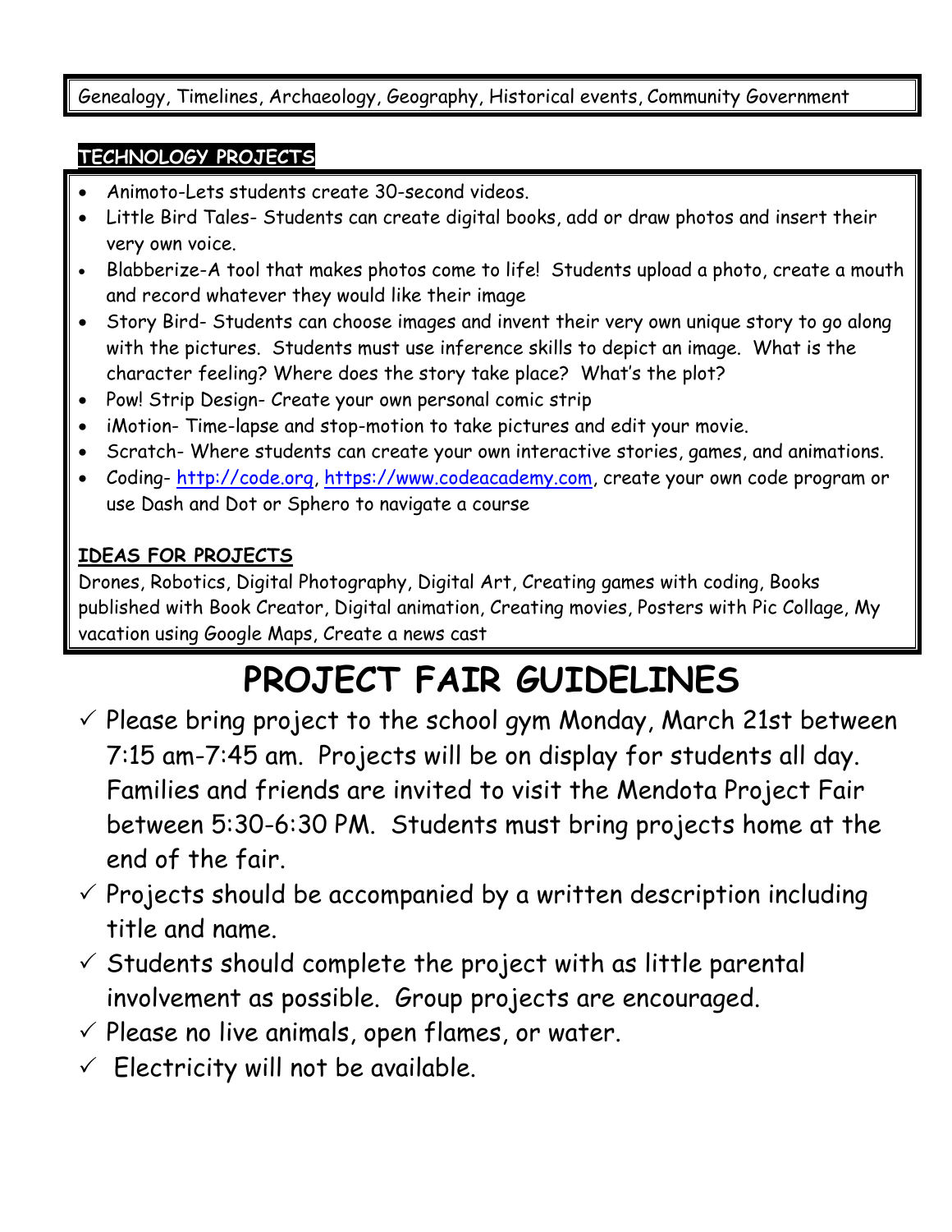Genealogy, Timelines, Archaeology, Geography, Historical events, Community Government

**TECHNOLOGY PROJECTS**

- Animoto-Lets students create 30-second videos.
- Little Bird Tales- Students can create digital books, add or draw photos and insert their very own voice.
- Blabberize-A tool that makes photos come to life! Students upload a photo, create a mouth and record whatever they would like their image
- Story Bird- Students can choose images and invent their very own unique story to go along with the pictures. Students must use inference skills to depict an image. What is the character feeling? Where does the story take place? What's the plot?
- Pow! Strip Design- Create your own personal comic strip
- iMotion- Time-lapse and stop-motion to take pictures and edit your movie.
- Scratch- Where students can create your own interactive stories, games, and animations.
- Coding- http://code.org, https://www.codeacademy.com, create your own code program or use Dash and Dot or Sphero to navigate a course

**IDEAS FOR PROJECTS**

Drones, Robotics, Digital Photography, Digital Art, Creating games with coding, Books published with Book Creator, Digital animation, Creating movies, Posters with Pic Collage, My vacation using Google Maps, Create a news cast

# PROJECT FAIR GUIDELINES

- ✓ Please bring project to the school gym Monday, March 21st between 7:15 am-7:45 am. Projects will be on display for students all day. Families and friends are invited to visit the Mendota Project Fair between 5:30-6:30 PM. Students must bring projects home at the end of the fair.
- ✓ Projects should be accompanied by a written description including title and name.
- ✓ Students should complete the project with as little parental involvement as possible. Group projects are encouraged.
- ✓ Please no live animals, open flames, or water.
- ✓ Electricity will not be available.